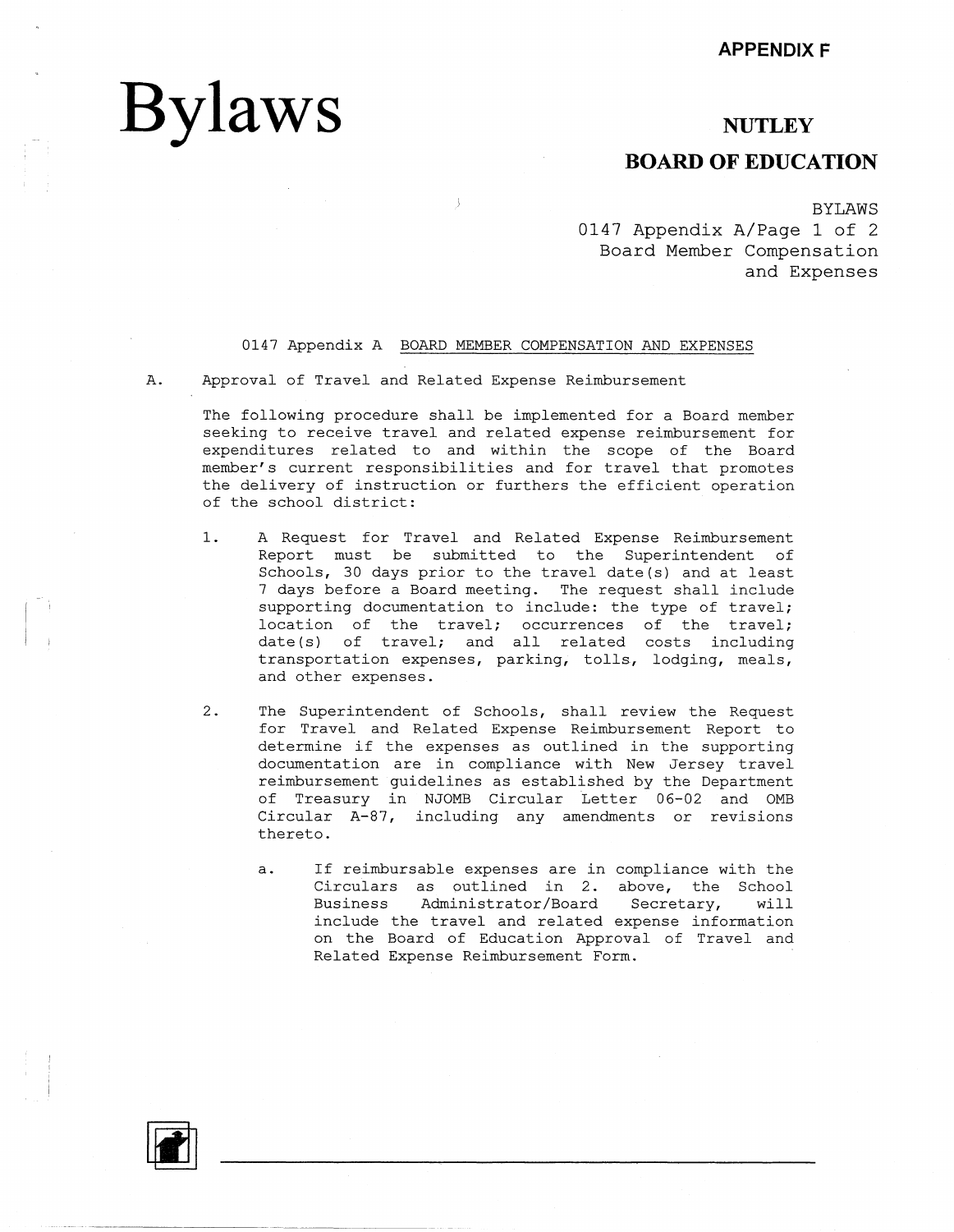APPENDIX F

# Bylaws

## NUTLEY

## BOARD OF EDUCATION

BYLAWS
0147 Appendix A
Board Member Compensation and Expenses

0147 Appendix A BOARD MEMBER COMPENSATION AND EXPENSES

A. Approval of Travel and Related Expense Reimbursement

The following procedure shall be implemented for a Board member seeking to receive travel and related expense reimbursement for expenditures related to and within the scope of the Board member's current responsibilities and for travel that promotes the delivery of instruction or furthers the efficient operation of the school district:

1. A Request for Travel and Related Expense Reimbursement Report must be submitted to the Superintendent of Schools, 30 days prior to the travel date(s) and at least 7 days before a Board meeting. The request shall include supporting documentation to include: the type of travel; location of the travel; occurrences of the travel; date(s) of travel; and all related costs including transportation expenses, parking, tolls, lodging, meals, and other expenses.

2. The Superintendent of Schools, shall review the Request for Travel and Related Expense Reimbursement Report to determine if the expenses as outlined in the supporting documentation are in compliance with New Jersey travel reimbursement guidelines as established by the Department of Treasury in NJOMB Circular Letter 06-02 and OMB Circular A-87, including any amendments or revisions thereto.

   a. If reimbursable expenses are in compliance with the Circulars as outlined in 2. above, the School Business Administrator/Board Secretary, will include the travel and related expense information on the Board of Education Approval of Travel and Related Expense Reimbursement Form.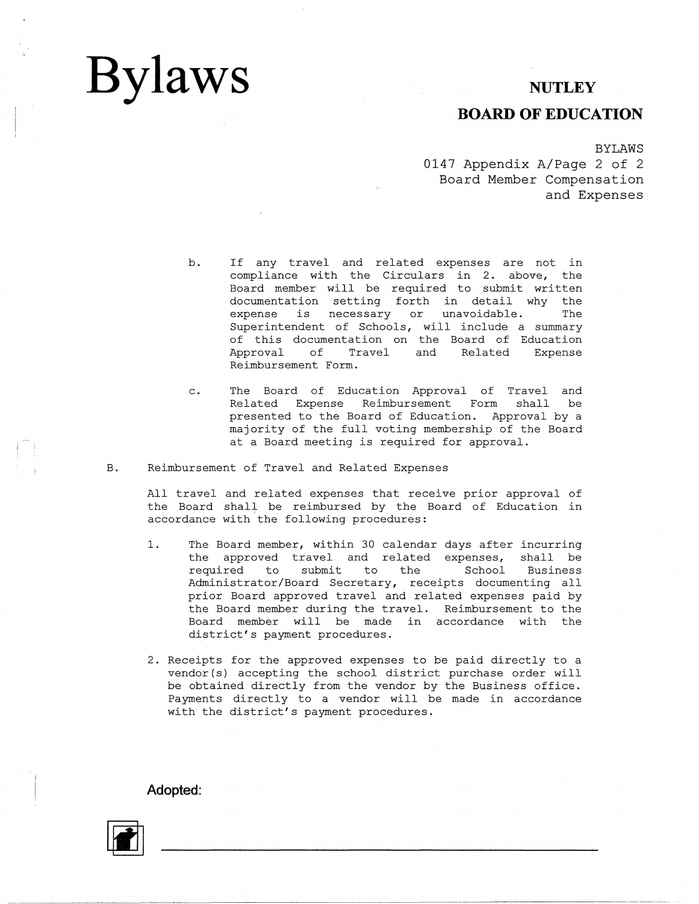b. If any travel and related expenses are not in compliance with the Circulars in 2. above, the Board member will be required to submit written documentation setting forth in detail why the expense is necessary or unavoidable. The Superintendent of Schools, will include a summary of this documentation on the Board of Education Approval of Travel and Related Expense Reimbursement Form.

c. The Board of Education Approval of Travel and Related Expense Reimbursement Form shall be presented to the Board of Education. Approval by a majority of the full voting membership of the Board at a Board meeting is required for approval.

B. Reimbursement of Travel and Related Expenses

All travel and related expenses that receive prior approval of the Board shall be reimbursed by the Board of Education in accordance with the following procedures:

1. The Board member, within 30 calendar days after incurring the approved travel and related expenses, shall be required to submit to the School Business Administrator/Board Secretary, receipts documenting all prior Board approved travel and related expenses paid by the Board member during the travel. Reimbursement to the Board member will be made in accordance with the district's payment procedures.

2. Receipts for the approved expenses to be paid directly to a vendor(s) accepting the school district purchase order will be obtained directly from the vendor by the Business office. Payments directly to a vendor will be made in accordance with the district's payment procedures.

**Adopted:**